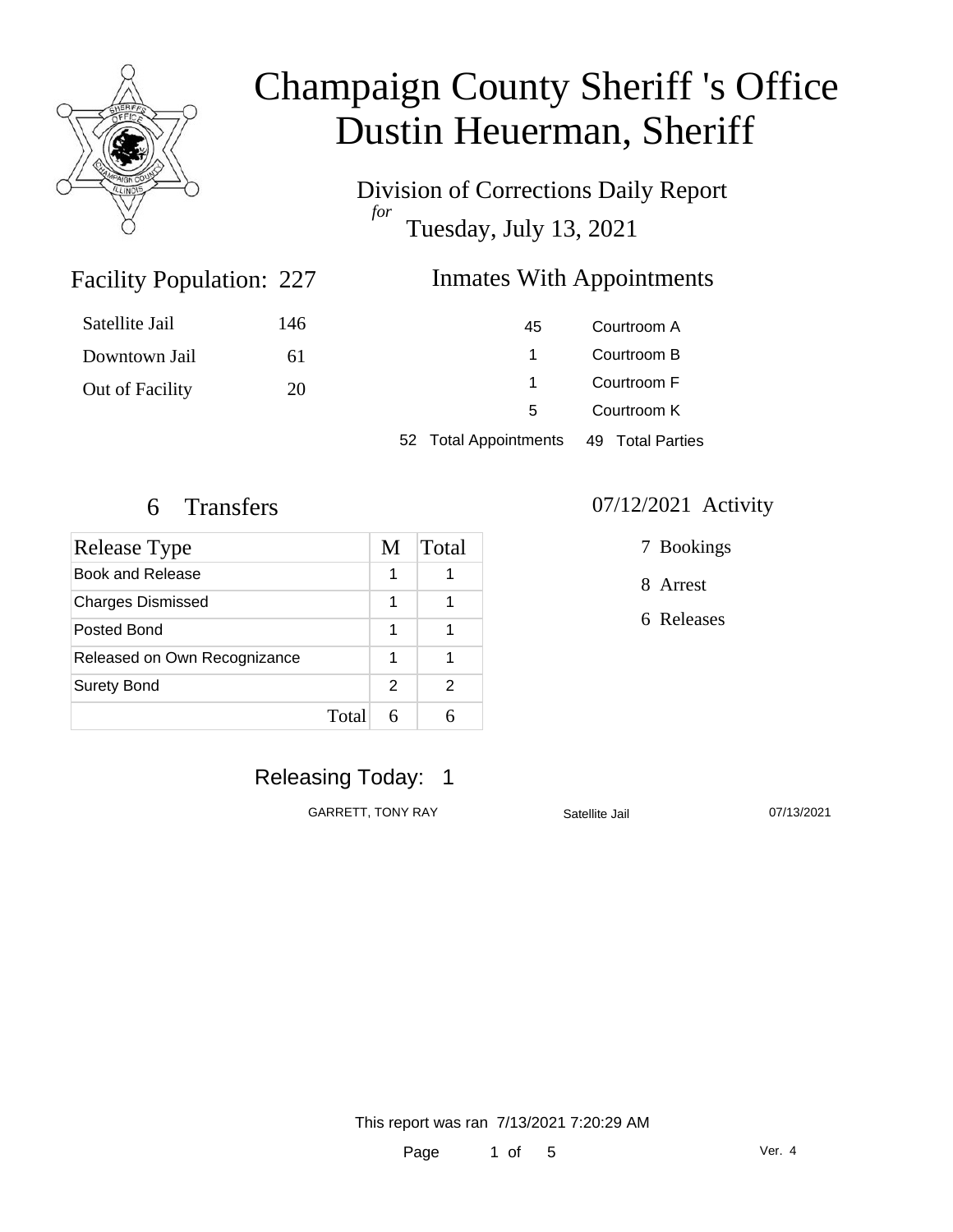# Champaign County Sheriff 's Office
# Dustin Heuerman, Sheriff

Division of Corrections Daily Report
*for*
Tuesday, July 13, 2021

## Facility Population: 227

| | |
|---|---|
| Satellite Jail | 146 |
| Downtown Jail | 61 |
| Out of Facility | 20 |

## Inmates With Appointments

| | |
|---|---|
| 45 | Courtroom A |
| 1 | Courtroom B |
| 1 | Courtroom F |
| 5 | Courtroom K |
| 52 Total Appointments | 49 Total Parties |

## 6 Transfers

| Release Type | M | Total |
|---|---|---|
| Book and Release | 1 | 1 |
| Charges Dismissed | 1 | 1 |
| Posted Bond | 1 | 1 |
| Released on Own Recognizance | 1 | 1 |
| Surety Bond | 2 | 2 |
| Total | 6 | 6 |

## 07/12/2021 Activity

- 7 Bookings
- 8 Arrest
- 6 Releases

## Releasing Today: 1

| | | |
|---|---|---|
| GARRETT, TONY RAY | Satellite Jail | 07/13/2021 |

This report was ran 7/13/2021 7:20:29 AM

Ver. 4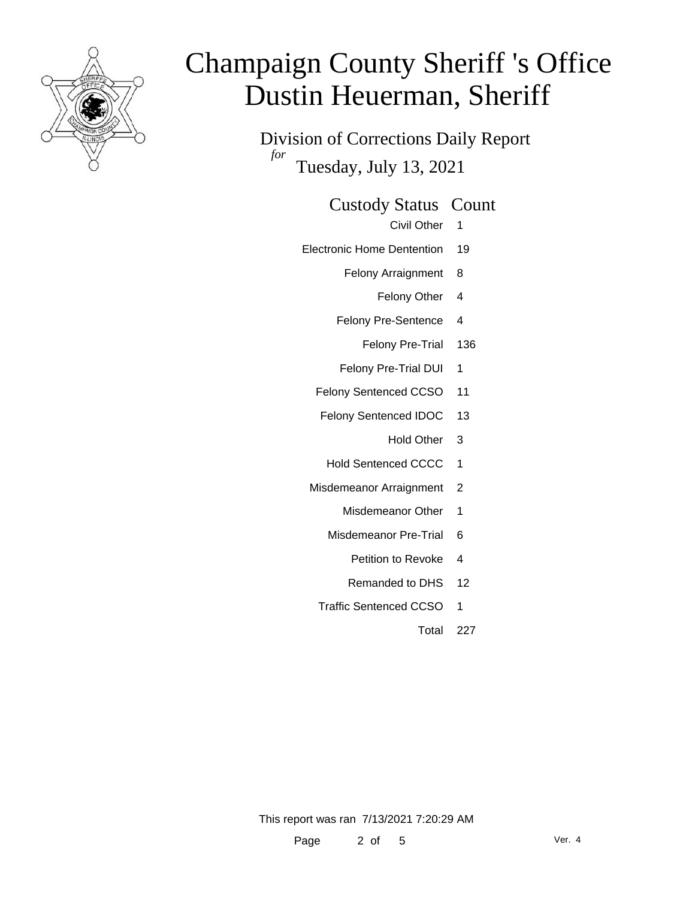# Champaign County Sheriff 's Office
# Dustin Heuerman, Sheriff

Division of Corrections Daily Report

*for* Tuesday, July 13, 2021

| Custody Status | Count |
|---|---|
| Civil Other | 1 |
| Electronic Home Dentention | 19 |
| Felony Arraignment | 8 |
| Felony Other | 4 |
| Felony Pre-Sentence | 4 |
| Felony Pre-Trial | 136 |
| Felony Pre-Trial DUI | 1 |
| Felony Sentenced CCSO | 11 |
| Felony Sentenced IDOC | 13 |
| Hold Other | 3 |
| Hold Sentenced CCCC | 1 |
| Misdemeanor Arraignment | 2 |
| Misdemeanor Other | 1 |
| Misdemeanor Pre-Trial | 6 |
| Petition to Revoke | 4 |
| Remanded to DHS | 12 |
| Traffic Sentenced CCSO | 1 |
| Total | 227 |

This report was ran 7/13/2021 7:20:29 AM

Ver. 4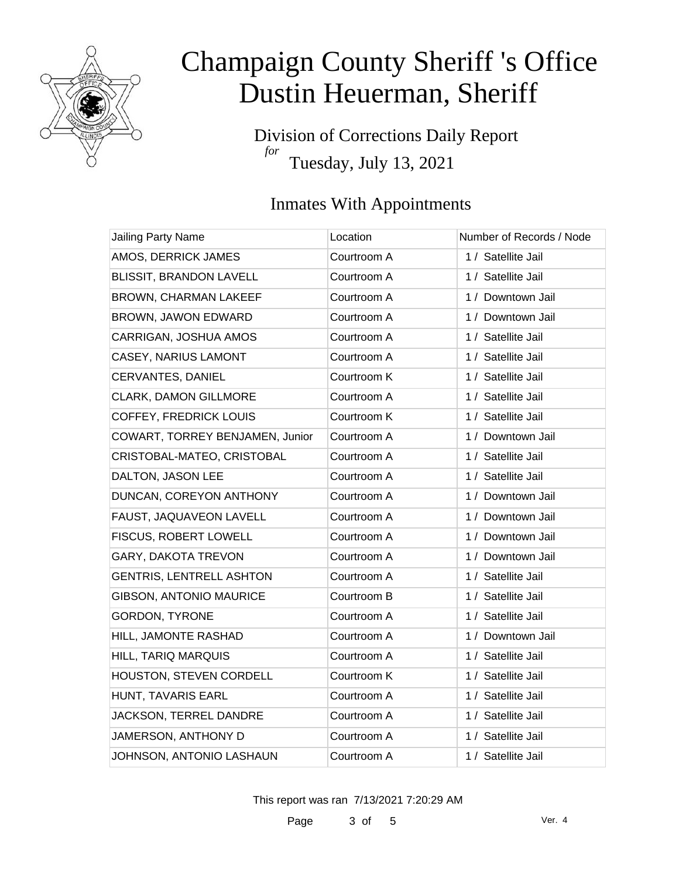# Champaign County Sheriff 's Office
# Dustin Heuerman, Sheriff

Division of Corrections Daily Report
*for*
Tuesday, July 13, 2021

## Inmates With Appointments

| Jailing Party Name | Location | Number of Records / Node |
|---|---|---|
| AMOS, DERRICK JAMES | Courtroom A | 1 / Satellite Jail |
| BLISSIT, BRANDON LAVELL | Courtroom A | 1 / Satellite Jail |
| BROWN, CHARMAN LAKEEF | Courtroom A | 1 / Downtown Jail |
| BROWN, JAWON EDWARD | Courtroom A | 1 / Downtown Jail |
| CARRIGAN, JOSHUA AMOS | Courtroom A | 1 / Satellite Jail |
| CASEY, NARIUS LAMONT | Courtroom A | 1 / Satellite Jail |
| CERVANTES, DANIEL | Courtroom K | 1 / Satellite Jail |
| CLARK, DAMON GILLMORE | Courtroom A | 1 / Satellite Jail |
| COFFEY, FREDRICK LOUIS | Courtroom K | 1 / Satellite Jail |
| COWART, TORREY BENJAMEN, Junior | Courtroom A | 1 / Downtown Jail |
| CRISTOBAL-MATEO, CRISTOBAL | Courtroom A | 1 / Satellite Jail |
| DALTON, JASON LEE | Courtroom A | 1 / Satellite Jail |
| DUNCAN, COREYON ANTHONY | Courtroom A | 1 / Downtown Jail |
| FAUST, JAQUAVEON LAVELL | Courtroom A | 1 / Downtown Jail |
| FISCUS, ROBERT LOWELL | Courtroom A | 1 / Downtown Jail |
| GARY, DAKOTA TREVON | Courtroom A | 1 / Downtown Jail |
| GENTRIS, LENTRELL ASHTON | Courtroom A | 1 / Satellite Jail |
| GIBSON, ANTONIO MAURICE | Courtroom B | 1 / Satellite Jail |
| GORDON, TYRONE | Courtroom A | 1 / Satellite Jail |
| HILL, JAMONTE RASHAD | Courtroom A | 1 / Downtown Jail |
| HILL, TARIQ MARQUIS | Courtroom A | 1 / Satellite Jail |
| HOUSTON, STEVEN CORDELL | Courtroom K | 1 / Satellite Jail |
| HUNT, TAVARIS EARL | Courtroom A | 1 / Satellite Jail |
| JACKSON, TERREL DANDRE | Courtroom A | 1 / Satellite Jail |
| JAMERSON, ANTHONY D | Courtroom A | 1 / Satellite Jail |
| JOHNSON, ANTONIO LASHAUN | Courtroom A | 1 / Satellite Jail |

This report was ran 7/13/2021 7:20:29 AM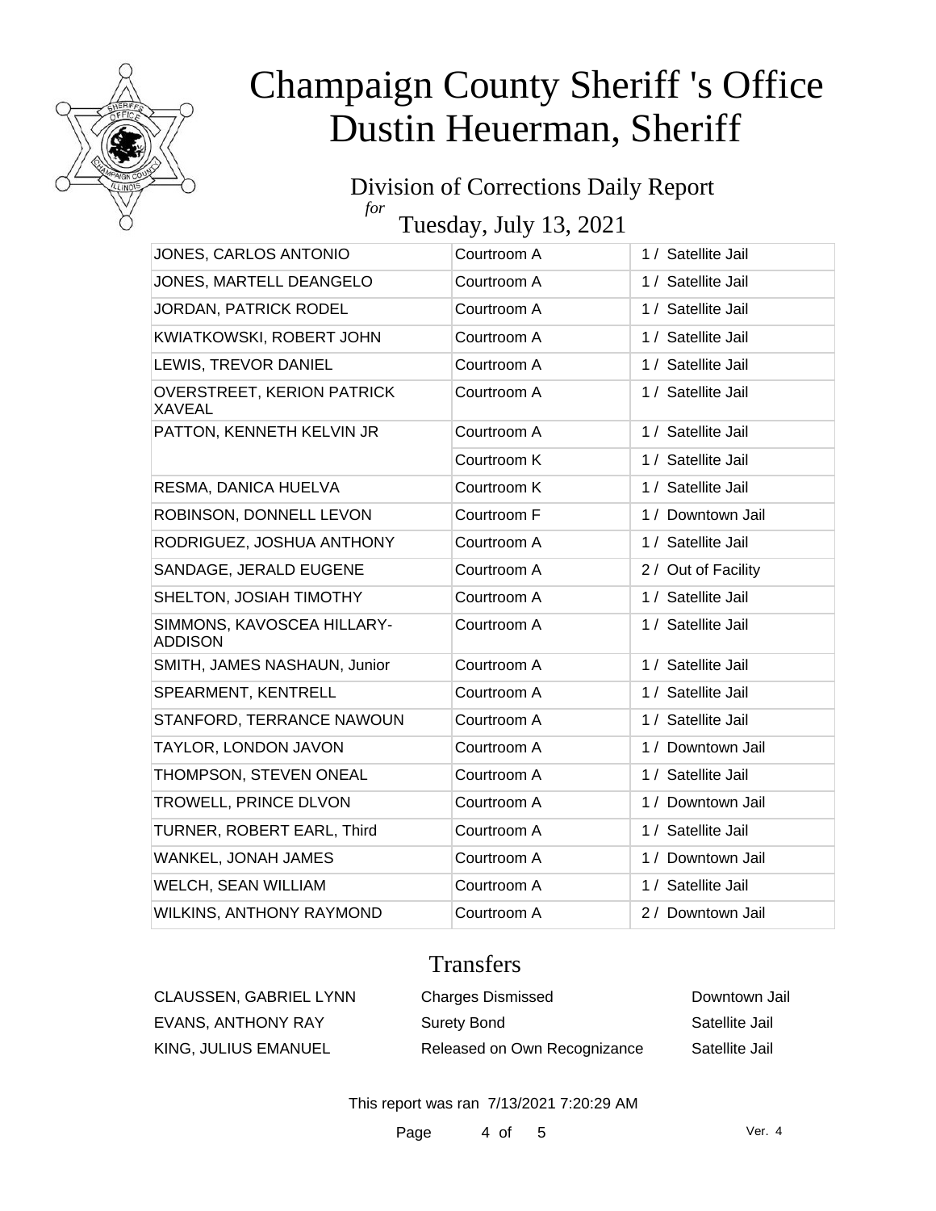# Champaign County Sheriff 's Office
# Dustin Heuerman, Sheriff

## Division of Corrections Daily Report
*for*
## Tuesday, July 13, 2021

| | | |
|---|---|---|
| JONES, CARLOS ANTONIO | Courtroom A | 1 / Satellite Jail |
| JONES, MARTELL DEANGELO | Courtroom A | 1 / Satellite Jail |
| JORDAN, PATRICK RODEL | Courtroom A | 1 / Satellite Jail |
| KWIATKOWSKI, ROBERT JOHN | Courtroom A | 1 / Satellite Jail |
| LEWIS, TREVOR DANIEL | Courtroom A | 1 / Satellite Jail |
| OVERSTREET, KERION PATRICK XAVEAL | Courtroom A | 1 / Satellite Jail |
| PATTON, KENNETH KELVIN JR | Courtroom A | 1 / Satellite Jail |
| | Courtroom K | 1 / Satellite Jail |
| RESMA, DANICA HUELVA | Courtroom K | 1 / Satellite Jail |
| ROBINSON, DONNELL LEVON | Courtroom F | 1 / Downtown Jail |
| RODRIGUEZ, JOSHUA ANTHONY | Courtroom A | 1 / Satellite Jail |
| SANDAGE, JERALD EUGENE | Courtroom A | 2 / Out of Facility |
| SHELTON, JOSIAH TIMOTHY | Courtroom A | 1 / Satellite Jail |
| SIMMONS, KAVOSCEA HILLARY-ADDISON | Courtroom A | 1 / Satellite Jail |
| SMITH, JAMES NASHAUN, Junior | Courtroom A | 1 / Satellite Jail |
| SPEARMENT, KENTRELL | Courtroom A | 1 / Satellite Jail |
| STANFORD, TERRANCE NAWOUN | Courtroom A | 1 / Satellite Jail |
| TAYLOR, LONDON JAVON | Courtroom A | 1 / Downtown Jail |
| THOMPSON, STEVEN ONEAL | Courtroom A | 1 / Satellite Jail |
| TROWELL, PRINCE DLVON | Courtroom A | 1 / Downtown Jail |
| TURNER, ROBERT EARL, Third | Courtroom A | 1 / Satellite Jail |
| WANKEL, JONAH JAMES | Courtroom A | 1 / Downtown Jail |
| WELCH, SEAN WILLIAM | Courtroom A | 1 / Satellite Jail |
| WILKINS, ANTHONY RAYMOND | Courtroom A | 2 / Downtown Jail |

## Transfers

| | | |
|---|---|---|
| CLAUSSEN, GABRIEL LYNN | Charges Dismissed | Downtown Jail |
| EVANS, ANTHONY RAY | Surety Bond | Satellite Jail |
| KING, JULIUS EMANUEL | Released on Own Recognizance | Satellite Jail |

This report was ran 7/13/2021 7:20:29 AM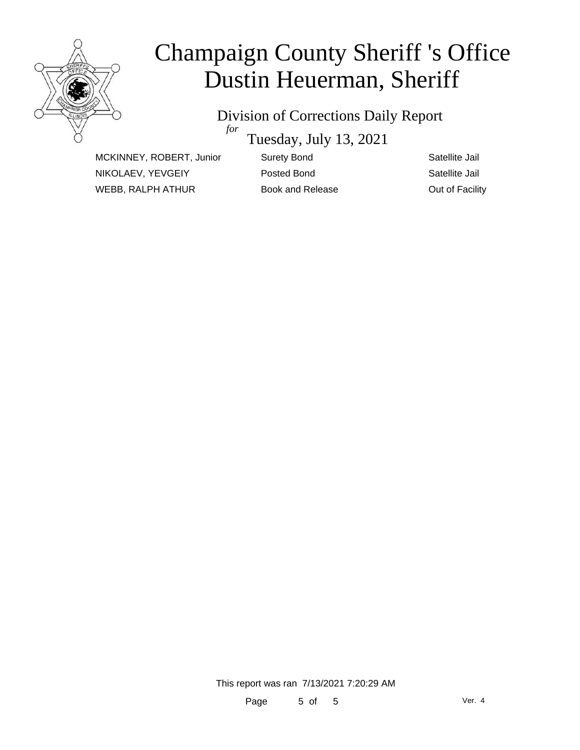# Champaign County Sheriff 's Office
# Dustin Heuerman, Sheriff

Division of Corrections Daily Report

*for*

Tuesday, July 13, 2021

| | | |
|---|---|---|
| MCKINNEY, ROBERT, Junior | Surety Bond | Satellite Jail |
| NIKOLAEV, YEVGEIY | Posted Bond | Satellite Jail |
| WEBB, RALPH ATHUR | Book and Release | Out of Facility |

This report was ran 7/13/2021 7:20:29 AM

Ver. 4